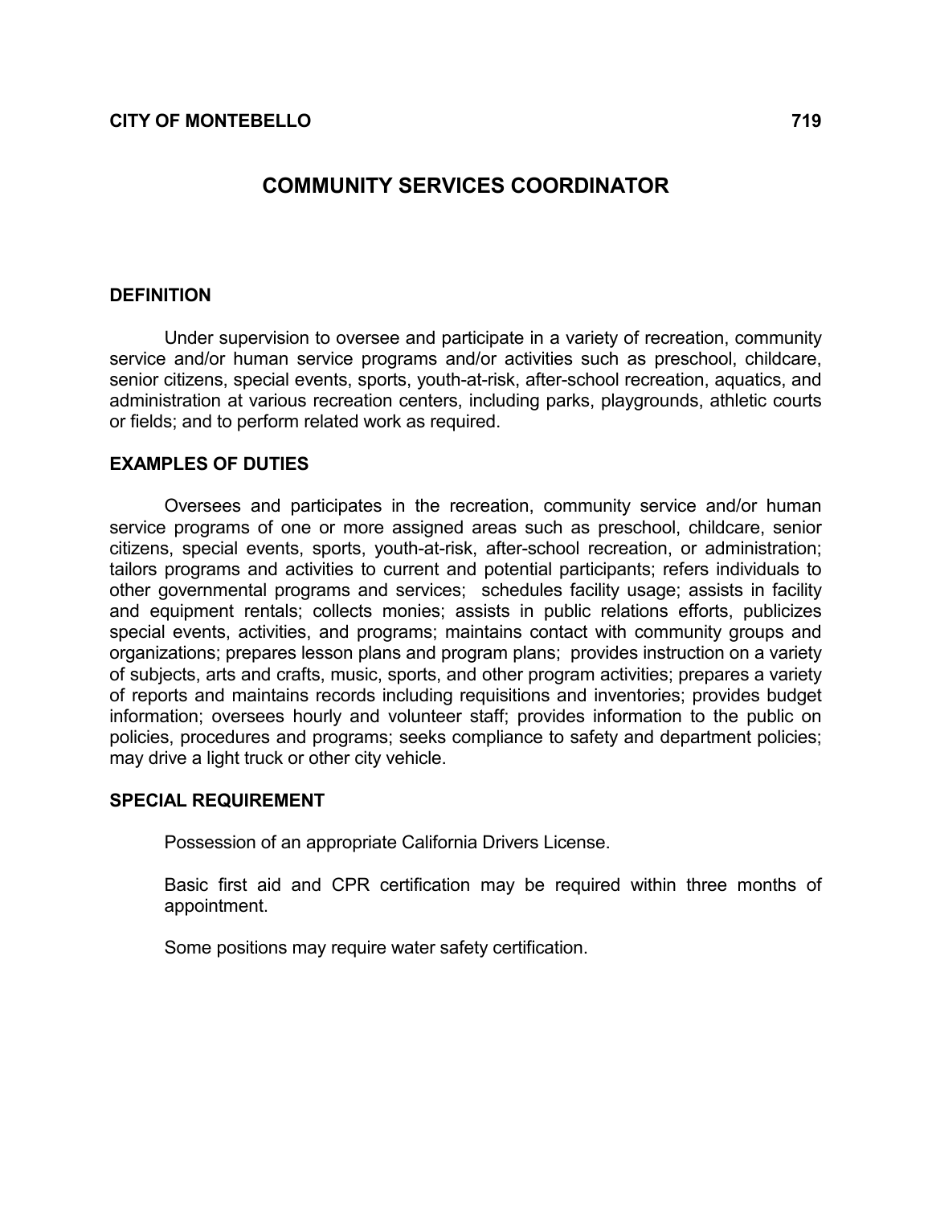# COMMUNITY SERVICES COORDINATOR

## DEFINITION

Under supervision to oversee and participate in a variety of recreation, community service and/or human service programs and/or activities such as preschool, childcare, senior citizens, special events, sports, youth-at-risk, after-school recreation, aquatics, and administration at various recreation centers, including parks, playgrounds, athletic courts or fields; and to perform related work as required.

## EXAMPLES OF DUTIES

Oversees and participates in the recreation, community service and/or human service programs of one or more assigned areas such as preschool, childcare, senior citizens, special events, sports, youth-at-risk, after-school recreation, or administration; tailors programs and activities to current and potential participants; refers individuals to other governmental programs and services; schedules facility usage; assists in facility and equipment rentals; collects monies; assists in public relations efforts, publicizes special events, activities, and programs; maintains contact with community groups and organizations; prepares lesson plans and program plans; provides instruction on a variety of subjects, arts and crafts, music, sports, and other program activities; prepares a variety of reports and maintains records including requisitions and inventories; provides budget information; oversees hourly and volunteer staff; provides information to the public on policies, procedures and programs; seeks compliance to safety and department policies; may drive a light truck or other city vehicle.

## SPECIAL REQUIREMENT

Possession of an appropriate California Drivers License.

Basic first aid and CPR certification may be required within three months of appointment.

Some positions may require water safety certification.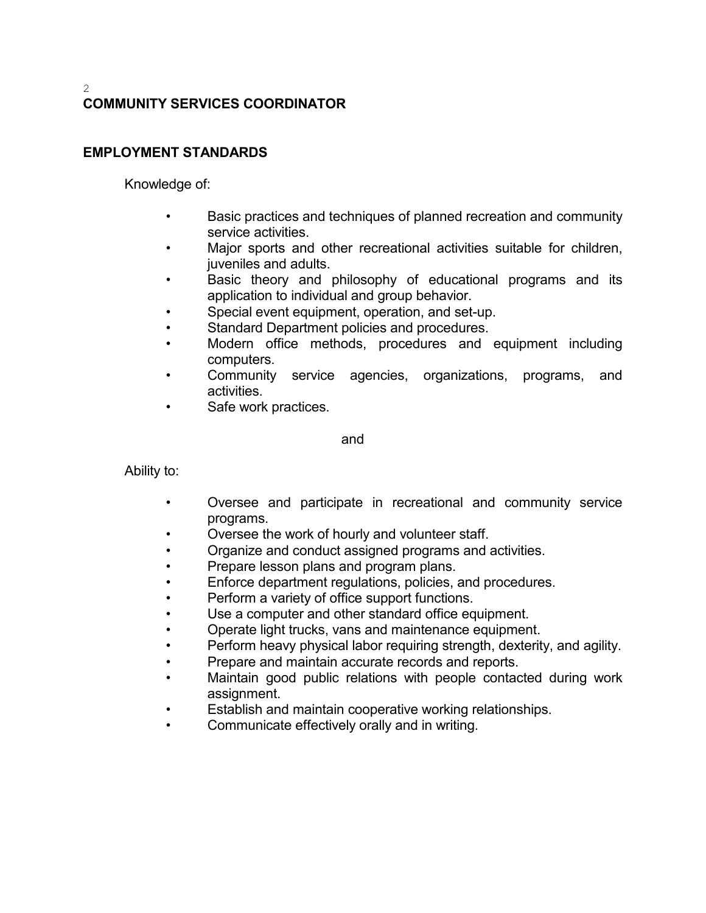# COMMUNITY SERVICES COORDINATOR

## EMPLOYMENT STANDARDS

Knowledge of:

- Basic practices and techniques of planned recreation and community service activities.
- Major sports and other recreational activities suitable for children, juveniles and adults.
- Basic theory and philosophy of educational programs and its application to individual and group behavior.
- Special event equipment, operation, and set-up.
- Standard Department policies and procedures.
- Modern office methods, procedures and equipment including computers.
- Community service agencies, organizations, programs, and activities.
- Safe work practices.

and

Ability to:

- Oversee and participate in recreational and community service programs.
- Oversee the work of hourly and volunteer staff.
- Organize and conduct assigned programs and activities.
- Prepare lesson plans and program plans.
- Enforce department regulations, policies, and procedures.
- Perform a variety of office support functions.
- Use a computer and other standard office equipment.
- Operate light trucks, vans and maintenance equipment.
- Perform heavy physical labor requiring strength, dexterity, and agility.
- Prepare and maintain accurate records and reports.
- Maintain good public relations with people contacted during work assignment.
- Establish and maintain cooperative working relationships.
- Communicate effectively orally and in writing.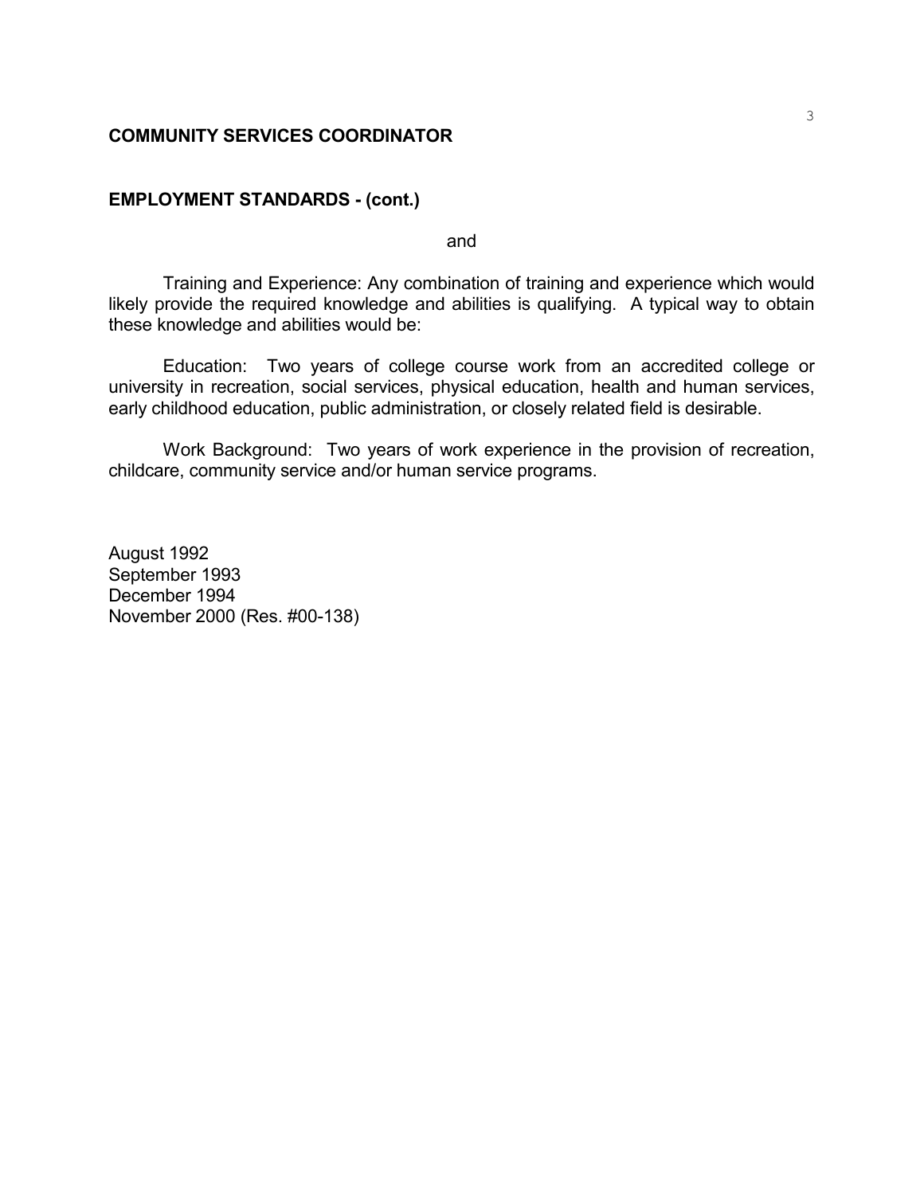**COMMUNITY SERVICES COORDINATOR**

**EMPLOYMENT STANDARDS - (cont.)**

and

Training and Experience: Any combination of training and experience which would likely provide the required knowledge and abilities is qualifying. A typical way to obtain these knowledge and abilities would be:

Education: Two years of college course work from an accredited college or university in recreation, social services, physical education, health and human services, early childhood education, public administration, or closely related field is desirable.

Work Background: Two years of work experience in the provision of recreation, childcare, community service and/or human service programs.

August 1992
September 1993
December 1994
November 2000 (Res. #00-138)